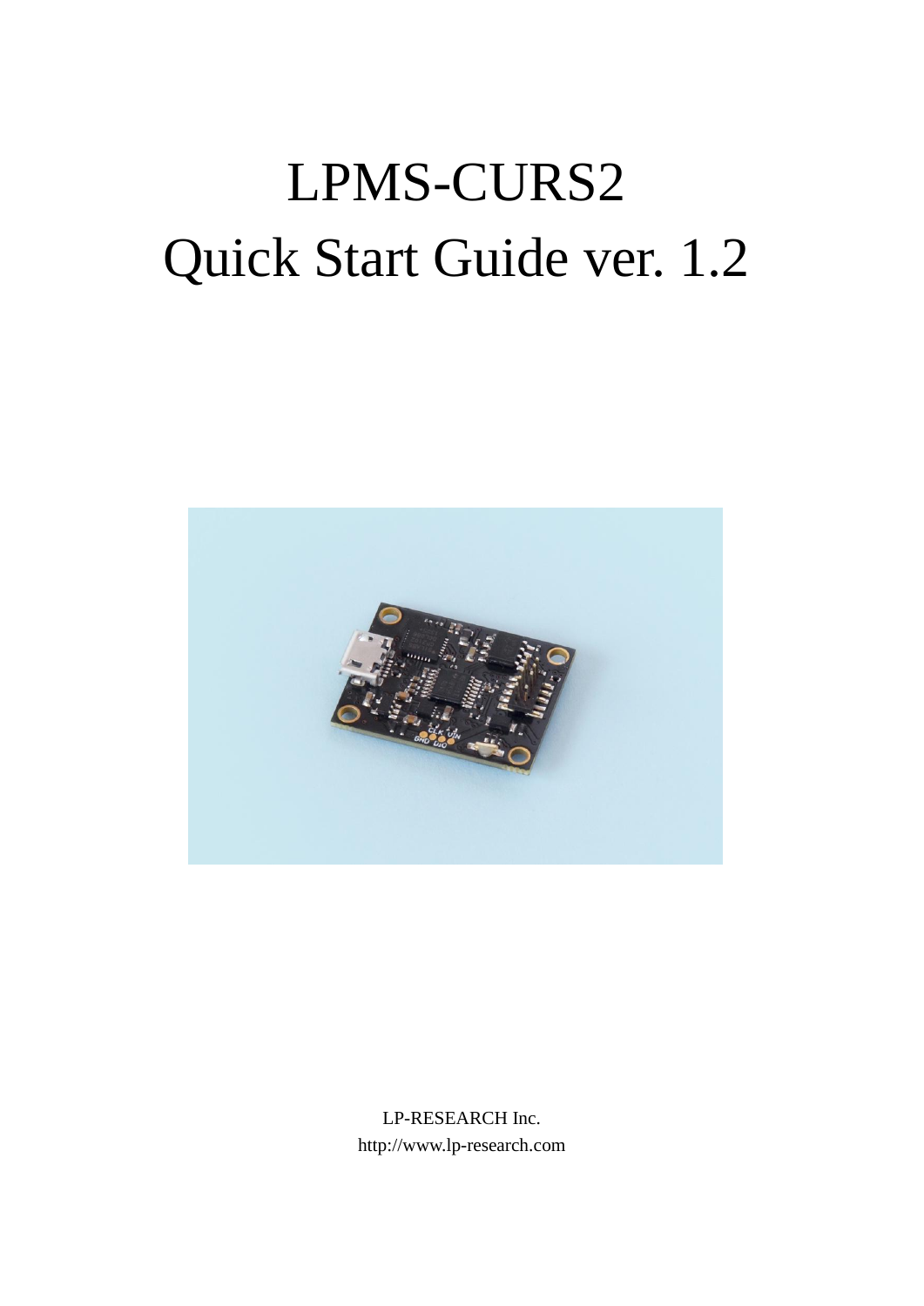# LPMS-CURS2

# Quick Start Guide ver. 1.2

LP-RESEARCH Inc.

http://www.lp-research.com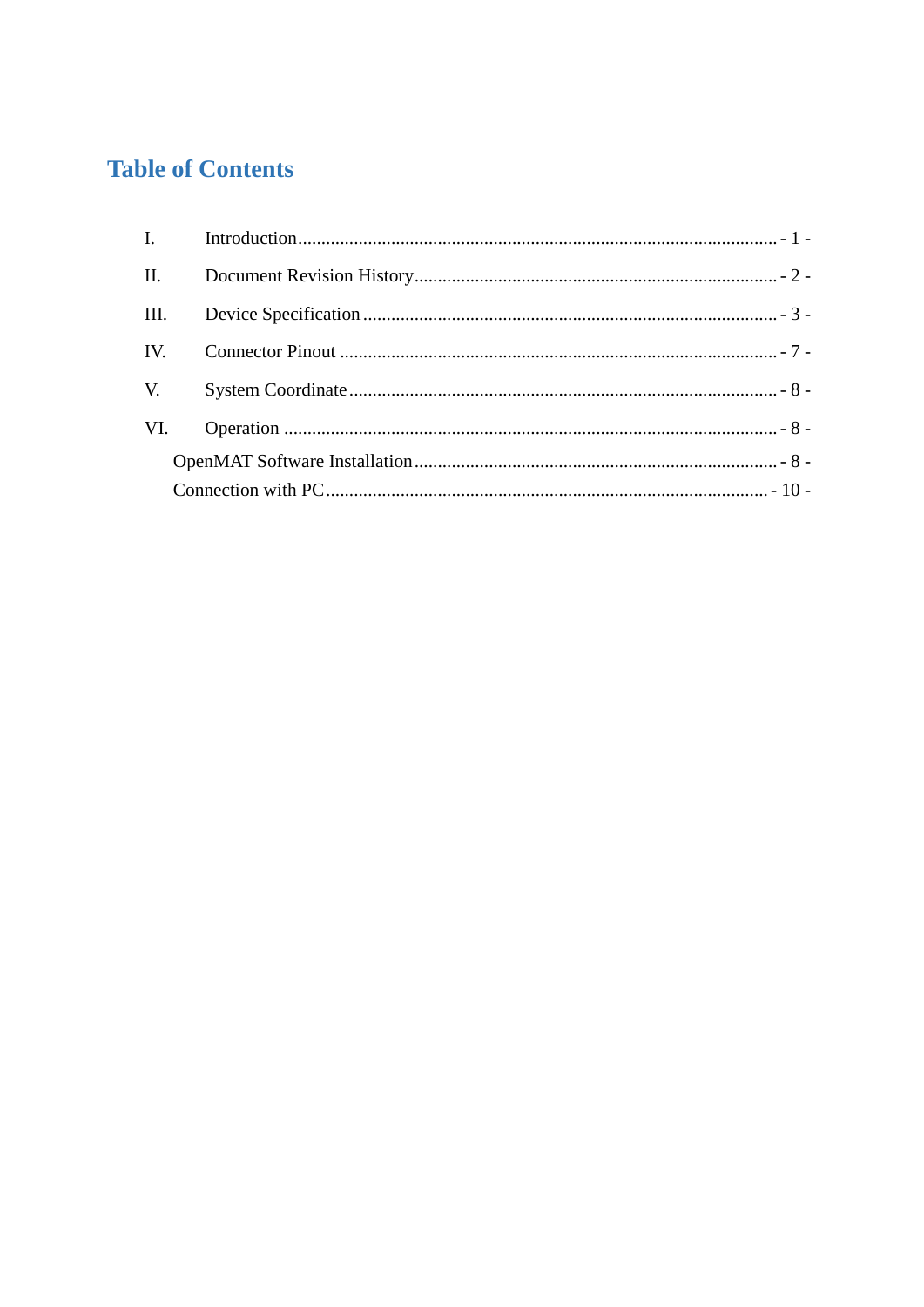# Table of Contents

I. Introduction ........ - 1 -

II. Document Revision History ........ - 2 -

III. Device Specification ........ - 3 -

IV. Connector Pinout ........ - 7 -

V. System Coordinate ........ - 8 -

VI. Operation ........ - 8 -

- OpenMAT Software Installation ........ - 8 -
- Connection with PC ........ - 10 -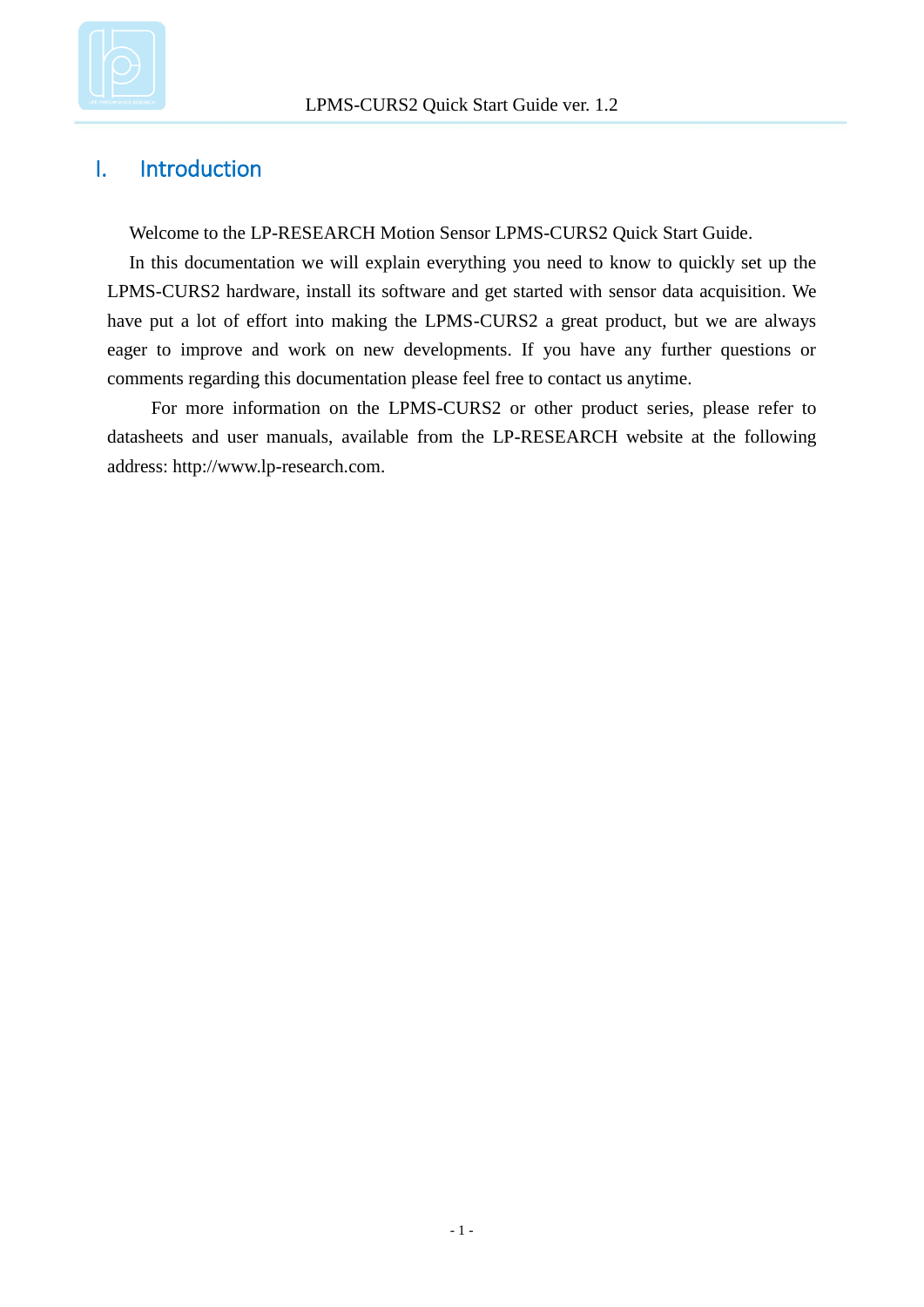# I. Introduction

Welcome to the LP-RESEARCH Motion Sensor LPMS-CURS2 Quick Start Guide.

In this documentation we will explain everything you need to know to quickly set up the LPMS-CURS2 hardware, install its software and get started with sensor data acquisition. We have put a lot of effort into making the LPMS-CURS2 a great product, but we are always eager to improve and work on new developments. If you have any further questions or comments regarding this documentation please feel free to contact us anytime.

For more information on the LPMS-CURS2 or other product series, please refer to datasheets and user manuals, available from the LP-RESEARCH website at the following address: http://www.lp-research.com.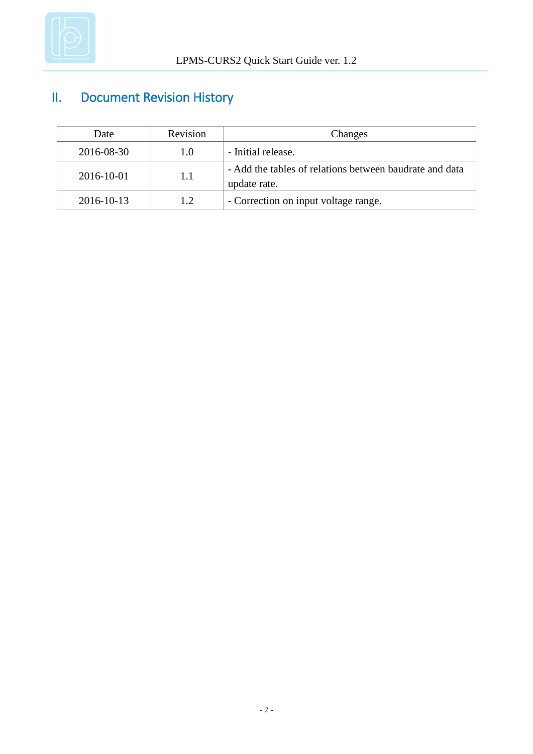## II. Document Revision History

| Date | Revision | Changes |
|---|---|---|
| 2016-08-30 | 1.0 | - Initial release. |
| 2016-10-01 | 1.1 | - Add the tables of relations between baudrate and data update rate. |
| 2016-10-13 | 1.2 | - Correction on input voltage range. |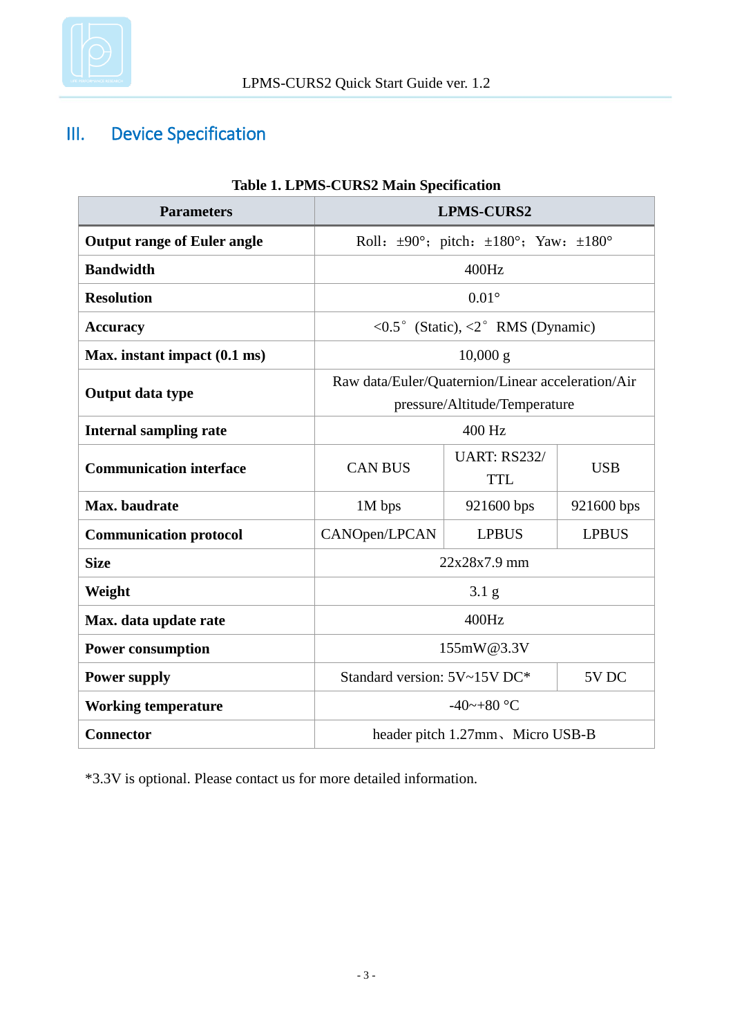## III. Device Specification

**Table 1. LPMS-CURS2 Main Specification**

| Parameters | LPMS-CURS2 | | |
|---|---|---|---|
| **Output range of Euler angle** | Roll：±90°；pitch：±180°；Yaw：±180° | | |
| **Bandwidth** | 400Hz | | |
| **Resolution** | 0.01° | | |
| **Accuracy** | <0.5° (Static), <2° RMS (Dynamic) | | |
| **Max. instant impact (0.1 ms)** | 10,000 g | | |
| **Output data type** | Raw data/Euler/Quaternion/Linear acceleration/Air pressure/Altitude/Temperature | | |
| **Internal sampling rate** | 400 Hz | | |
| **Communication interface** | CAN BUS | UART: RS232/ TTL | USB |
| **Max. baudrate** | 1M bps | 921600 bps | 921600 bps |
| **Communication protocol** | CANOpen/LPCAN | LPBUS | LPBUS |
| **Size** | 22x28x7.9 mm | | |
| **Weight** | 3.1 g | | |
| **Max. data update rate** | 400Hz | | |
| **Power consumption** | 155mW@3.3V | | |
| **Power supply** | Standard version: 5V~15V DC* | | 5V DC |
| **Working temperature** | -40~+80 °C | | |
| **Connector** | header pitch 1.27mm、Micro USB-B | | |

*3.3V is optional. Please contact us for more detailed information.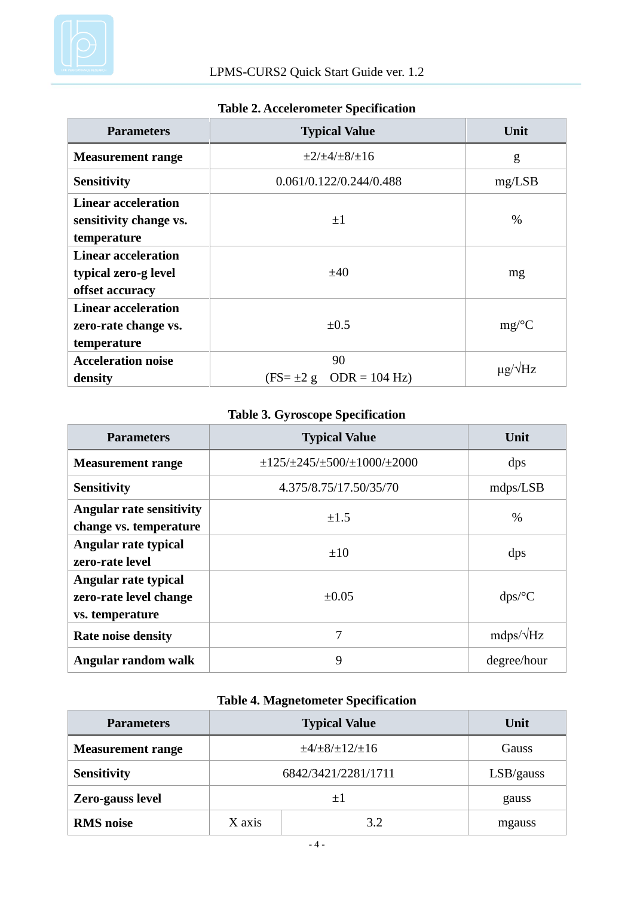**Table 2. Accelerometer Specification**

| Parameters | Typical Value | Unit |
|---|---|---|
| **Measurement range** | ±2/±4/±8/±16 | g |
| **Sensitivity** | 0.061/0.122/0.244/0.488 | mg/LSB |
| **Linear acceleration sensitivity change vs. temperature** | ±1 | % |
| **Linear acceleration typical zero-g level offset accuracy** | ±40 | mg |
| **Linear acceleration zero-rate change vs. temperature** | ±0.5 | mg/°C |
| **Acceleration noise density** | 90 (FS= ±2 g ODR = 104 Hz) | μg/√Hz |

**Table 3. Gyroscope Specification**

| Parameters | Typical Value | Unit |
|---|---|---|
| **Measurement range** | ±125/±245/±500/±1000/±2000 | dps |
| **Sensitivity** | 4.375/8.75/17.50/35/70 | mdps/LSB |
| **Angular rate sensitivity change vs. temperature** | ±1.5 | % |
| **Angular rate typical zero-rate level** | ±10 | dps |
| **Angular rate typical zero-rate level change vs. temperature** | ±0.05 | dps/°C |
| **Rate noise density** | 7 | mdps/√Hz |
| **Angular random walk** | 9 | degree/hour |

**Table 4. Magnetometer Specification**

| Parameters | Typical Value | | Unit |
|---|---|---|---|
| **Measurement range** | ±4/±8/±12/±16 | | Gauss |
| **Sensitivity** | 6842/3421/2281/1711 | | LSB/gauss |
| **Zero-gauss level** | ±1 | | gauss |
| **RMS noise** | X axis | 3.2 | mgauss |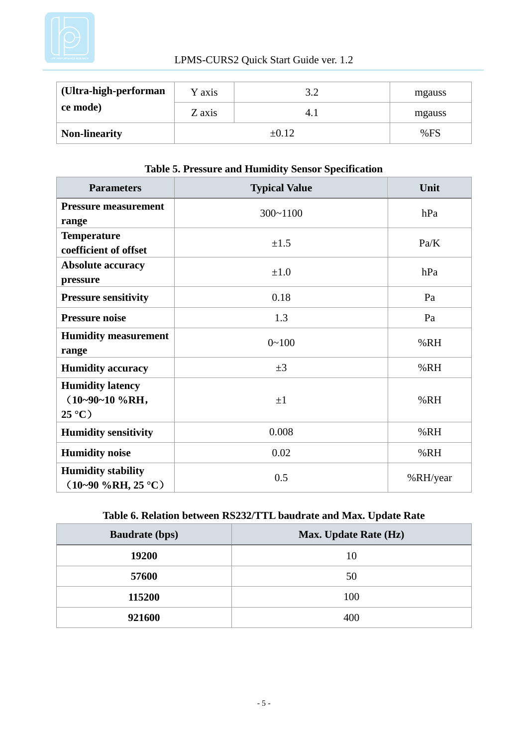| **(Ultra-high-performance mode)** | Y axis | 3.2 | mgauss |
|---|---|---|---|
| | Z axis | 4.1 | mgauss |
| **Non-linearity** | ±0.12 | | %FS |

**Table 5. Pressure and Humidity Sensor Specification**

| Parameters | Typical Value | Unit |
|---|---|---|
| **Pressure measurement range** | 300~1100 | hPa |
| **Temperature coefficient of offset** | ±1.5 | Pa/K |
| **Absolute accuracy pressure** | ±1.0 | hPa |
| **Pressure sensitivity** | 0.18 | Pa |
| **Pressure noise** | 1.3 | Pa |
| **Humidity measurement range** | 0~100 | %RH |
| **Humidity accuracy** | ±3 | %RH |
| **Humidity latency （10~90~10 %RH，25 °C）** | ±1 | %RH |
| **Humidity sensitivity** | 0.008 | %RH |
| **Humidity noise** | 0.02 | %RH |
| **Humidity stability （10~90 %RH, 25 °C）** | 0.5 | %RH/year |

**Table 6. Relation between RS232/TTL baudrate and Max. Update Rate**

| Baudrate (bps) | Max. Update Rate (Hz) |
|---|---|
| **19200** | 10 |
| **57600** | 50 |
| **115200** | 100 |
| **921600** | 400 |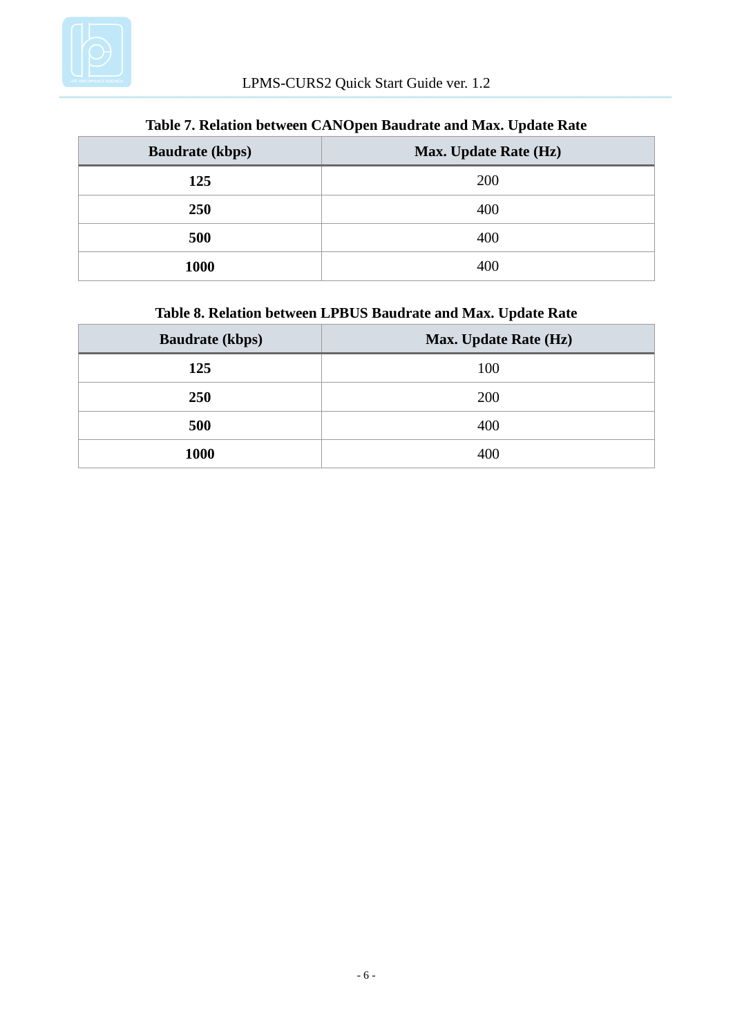**Table 7. Relation between CANOpen Baudrate and Max. Update Rate**

| Baudrate (kbps) | Max. Update Rate (Hz) |
|---|---|
| **125** | 200 |
| **250** | 400 |
| **500** | 400 |
| **1000** | 400 |

**Table 8. Relation between LPBUS Baudrate and Max. Update Rate**

| Baudrate (kbps) | Max. Update Rate (Hz) |
|---|---|
| **125** | 100 |
| **250** | 200 |
| **500** | 400 |
| **1000** | 400 |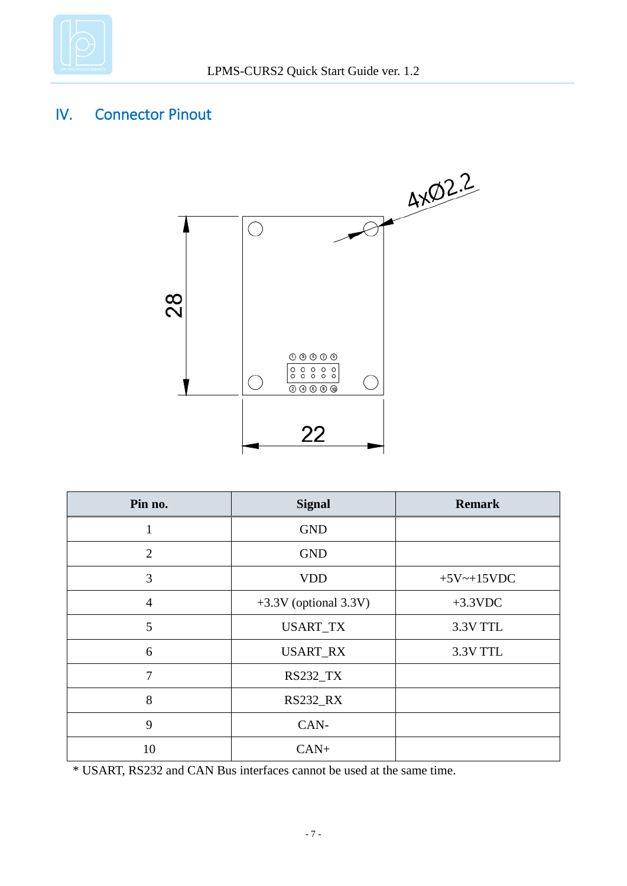## IV. Connector Pinout

| Pin no. | Signal | Remark |
|---|---|---|
| 1 | GND | |
| 2 | GND | |
| 3 | VDD | +5V~+15VDC |
| 4 | +3.3V (optional 3.3V) | +3.3VDC |
| 5 | USART_TX | 3.3V TTL |
| 6 | USART_RX | 3.3V TTL |
| 7 | RS232_TX | |
| 8 | RS232_RX | |
| 9 | CAN- | |
| 10 | CAN+ | |

* USART, RS232 and CAN Bus interfaces cannot be used at the same time.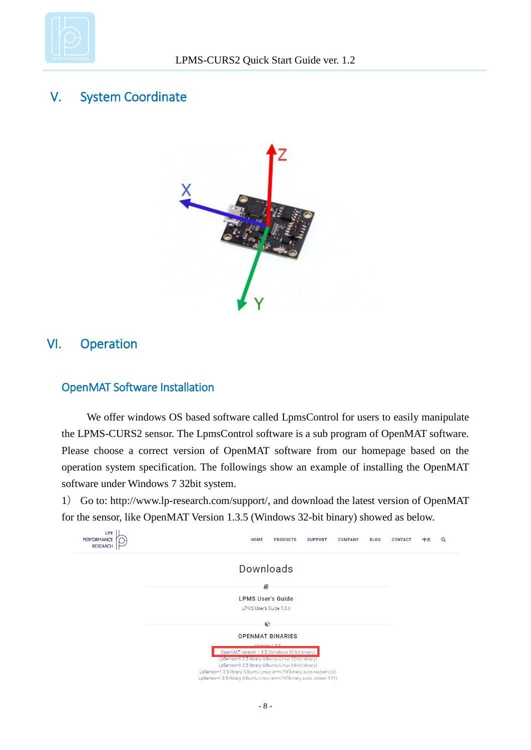# V. System Coordinate

# VI. Operation

## OpenMAT Software Installation

We offer windows OS based software called LpmsControl for users to easily manipulate the LPMS-CURS2 sensor. The LpmsControl software is a sub program of OpenMAT software. Please choose a correct version of OpenMAT software from our homepage based on the operation system specification. The followings show an example of installing the OpenMAT software under Windows 7 32bit system.

1） Go to: http://www.lp-research.com/support/, and download the latest version of OpenMAT for the sensor, like OpenMAT Version 1.3.5 (Windows 32-bit binary) showed as below.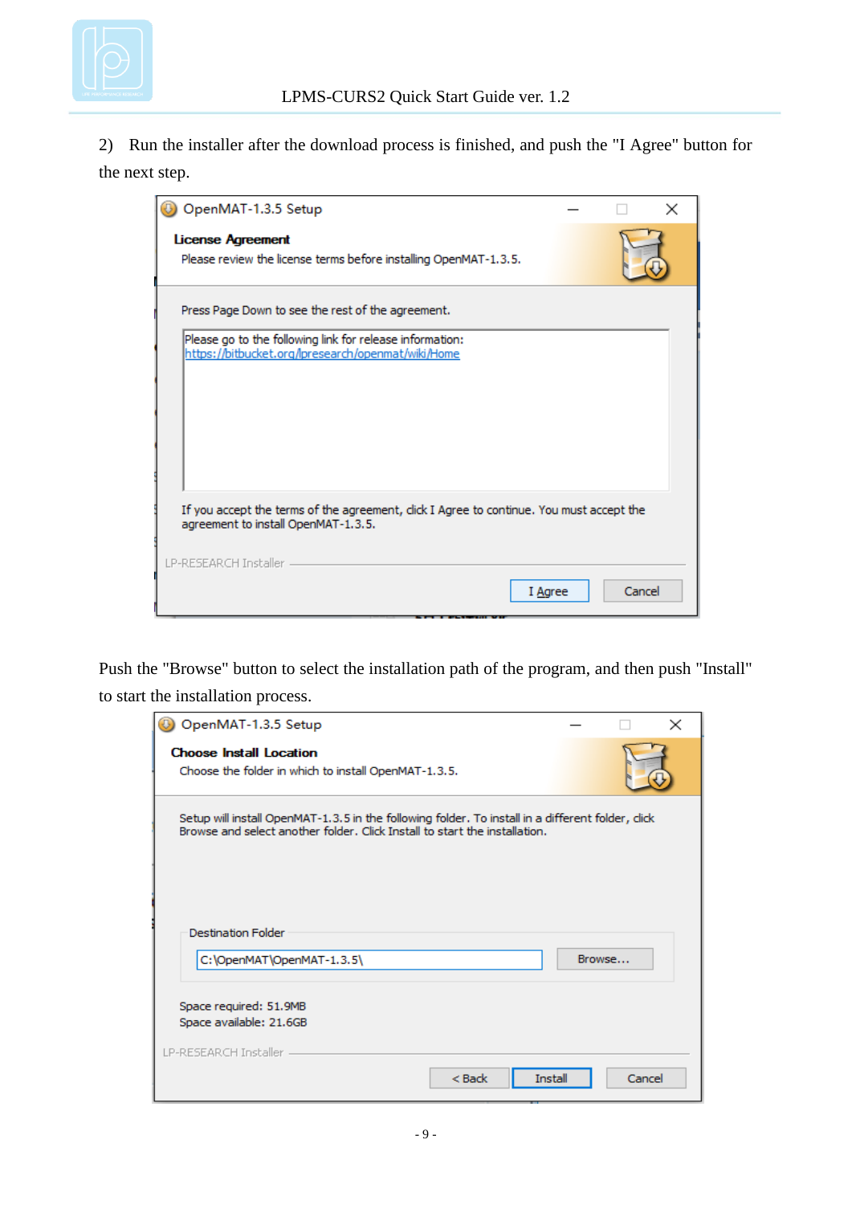2) Run the installer after the download process is finished, and push the "I Agree" button for the next step.

Push the "Browse" button to select the installation path of the program, and then push "Install" to start the installation process.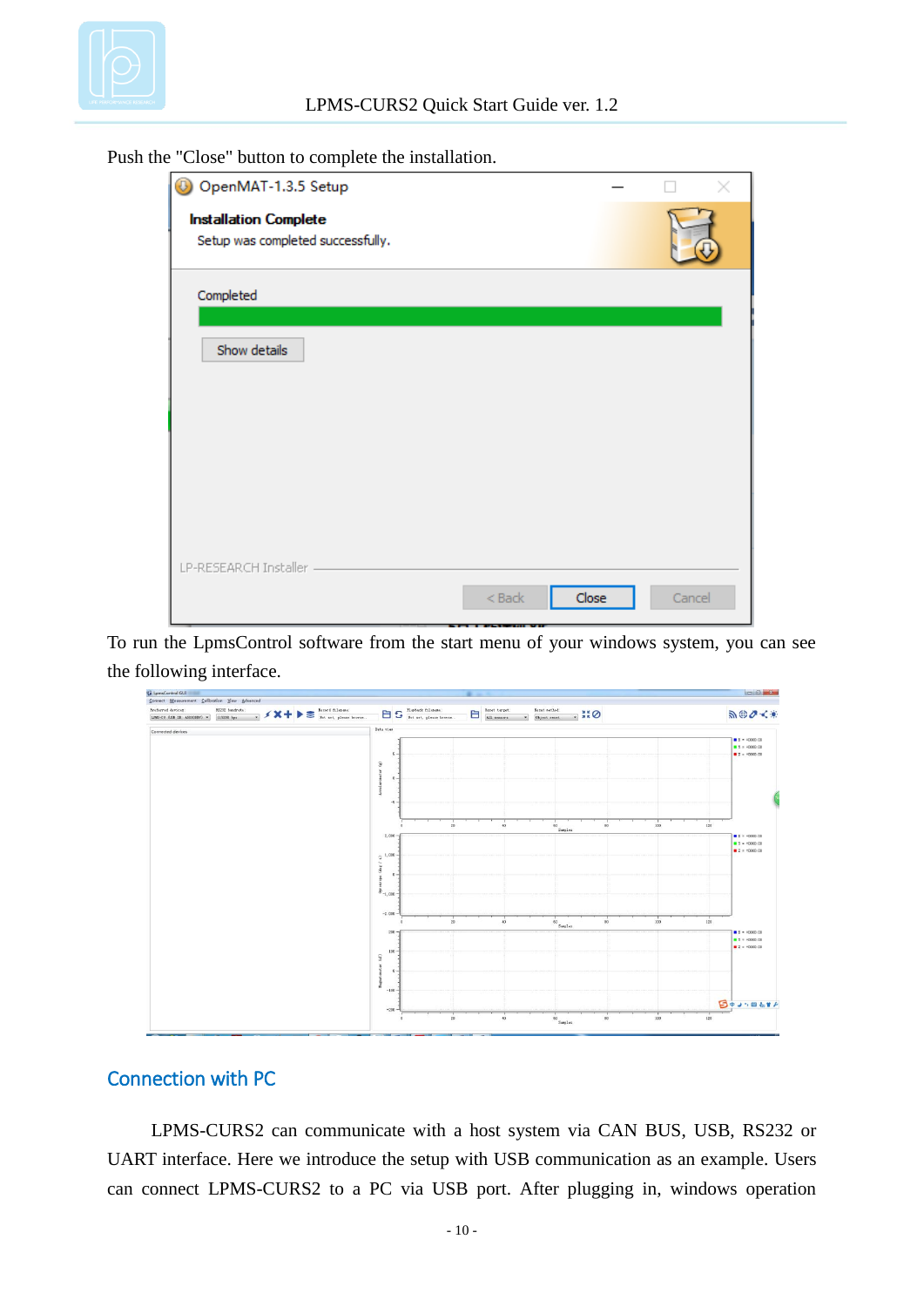Push the "Close" button to complete the installation.

To run the LpmsControl software from the start menu of your windows system, you can see the following interface.

## Connection with PC

LPMS-CURS2 can communicate with a host system via CAN BUS, USB, RS232 or UART interface. Here we introduce the setup with USB communication as an example. Users can connect LPMS-CURS2 to a PC via USB port. After plugging in, windows operation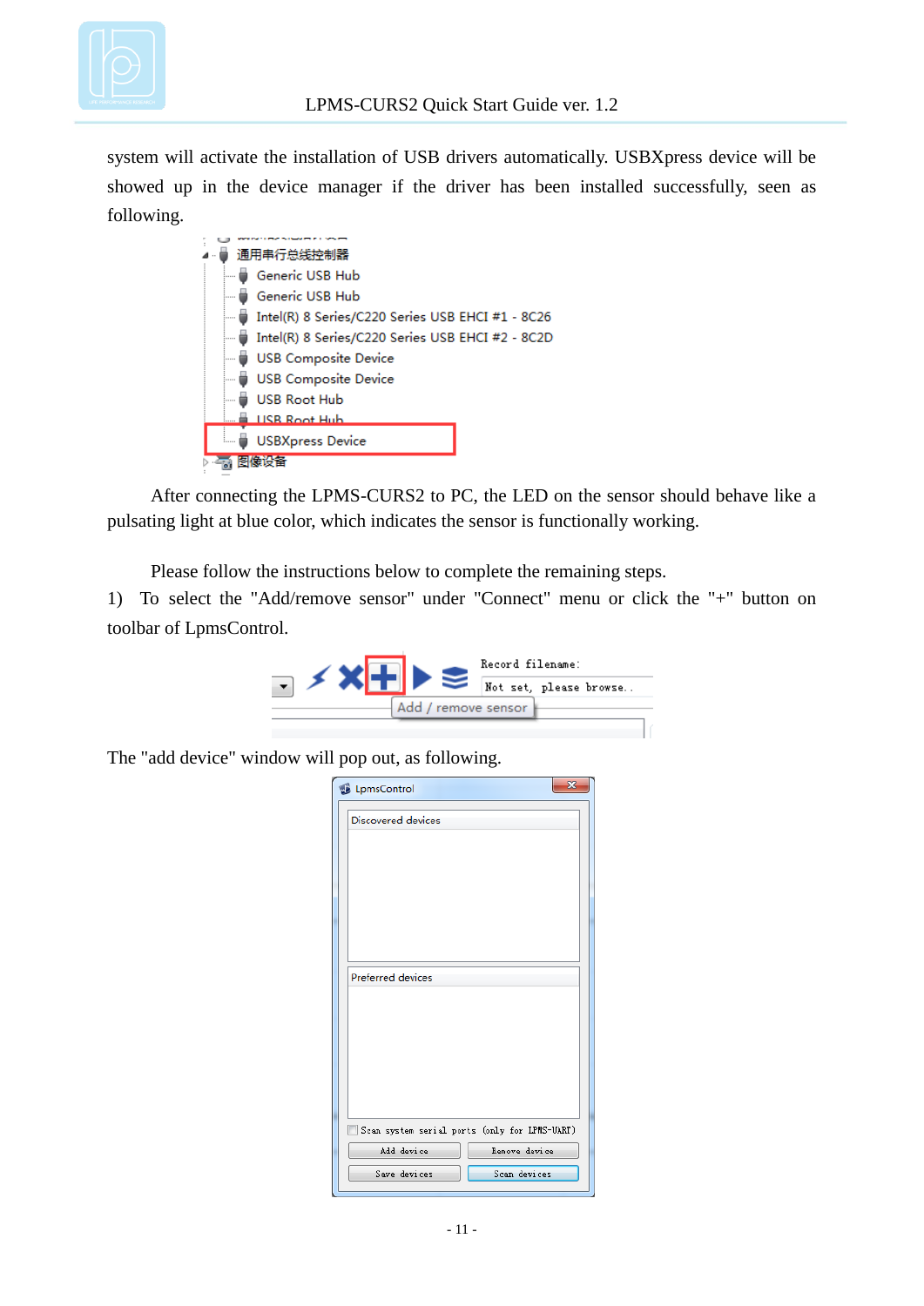system will activate the installation of USB drivers automatically. USBXpress device will be showed up in the device manager if the driver has been installed successfully, seen as following.

After connecting the LPMS-CURS2 to PC, the LED on the sensor should behave like a pulsating light at blue color, which indicates the sensor is functionally working.

Please follow the instructions below to complete the remaining steps.

1) To select the "Add/remove sensor" under "Connect" menu or click the "+" button on toolbar of LpmsControl.

The "add device" window will pop out, as following.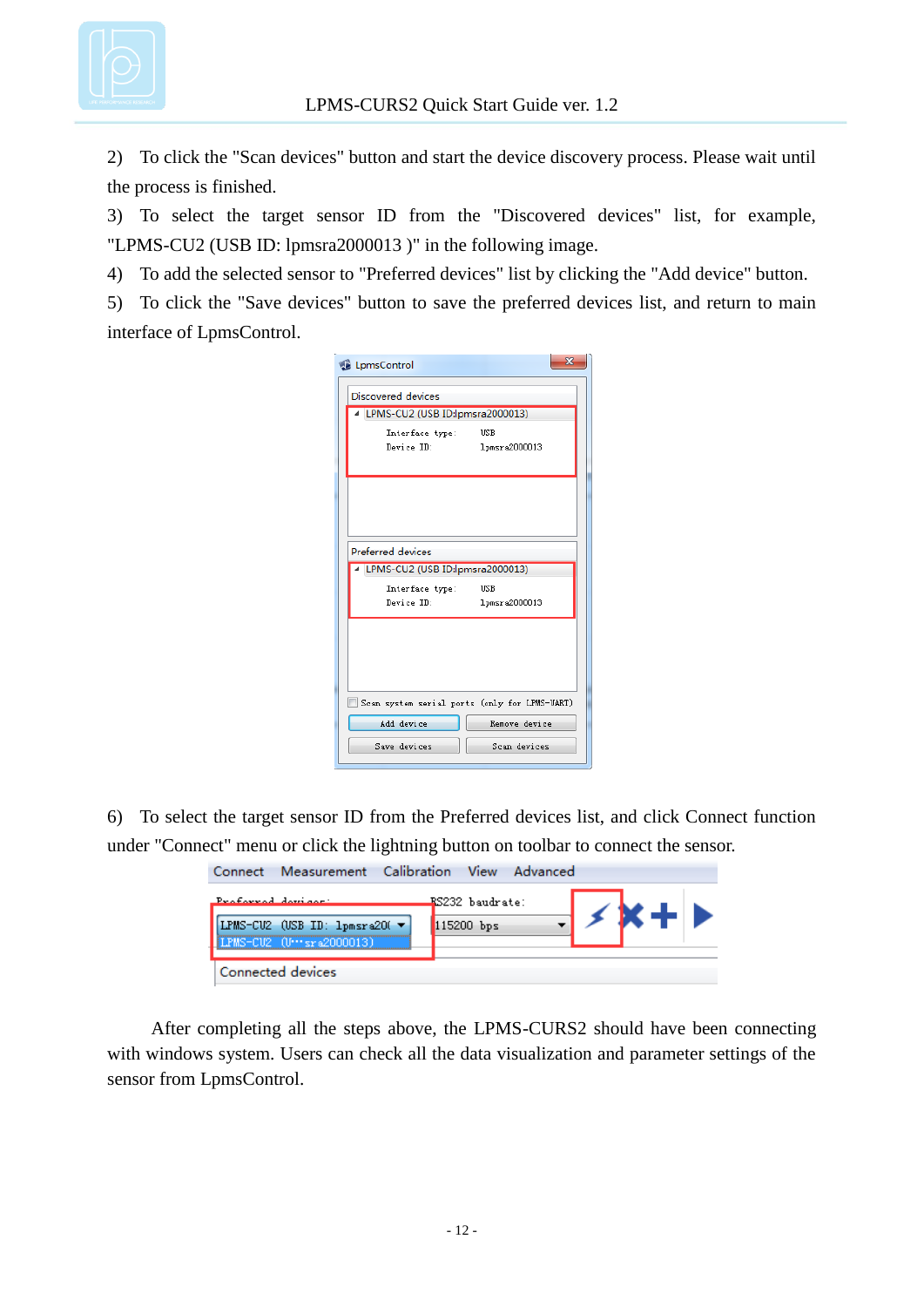2) To click the "Scan devices" button and start the device discovery process. Please wait until the process is finished.

3) To select the target sensor ID from the "Discovered devices" list, for example, "LPMS-CU2 (USB ID: lpmsra2000013 )" in the following image.

4) To add the selected sensor to "Preferred devices" list by clicking the "Add device" button.

5) To click the "Save devices" button to save the preferred devices list, and return to main interface of LpmsControl.

6) To select the target sensor ID from the Preferred devices list, and click Connect function under "Connect" menu or click the lightning button on toolbar to connect the sensor.

After completing all the steps above, the LPMS-CURS2 should have been connecting with windows system. Users can check all the data visualization and parameter settings of the sensor from LpmsControl.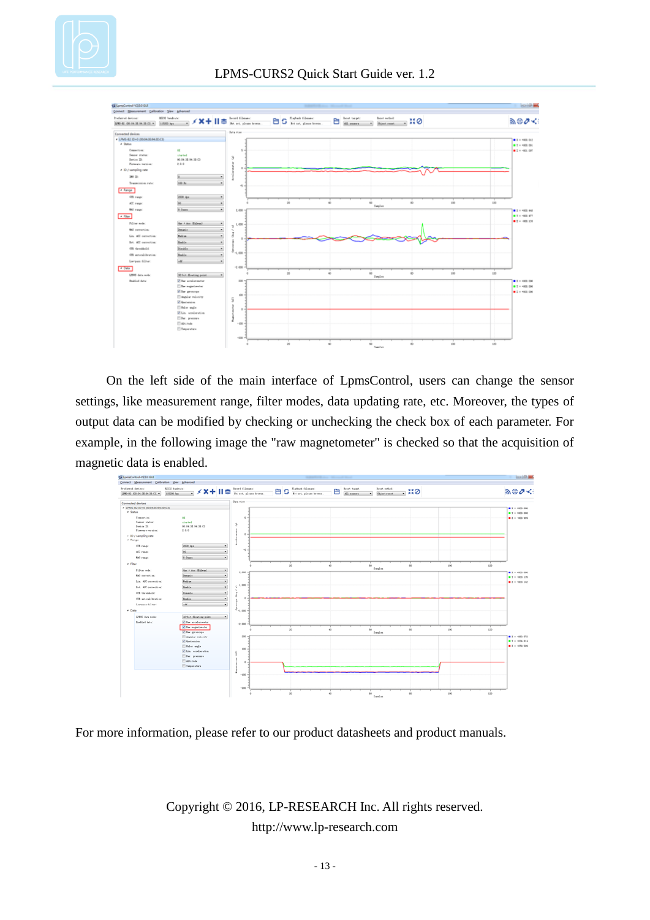On the left side of the main interface of LpmsControl, users can change the sensor settings, like measurement range, filter modes, data updating rate, etc. Moreover, the types of output data can be modified by checking or unchecking the check box of each parameter. For example, in the following image the "raw magnetometer" is checked so that the acquisition of magnetic data is enabled.

For more information, please refer to our product datasheets and product manuals.

Copyright © 2016, LP-RESEARCH Inc. All rights reserved.

http://www.lp-research.com